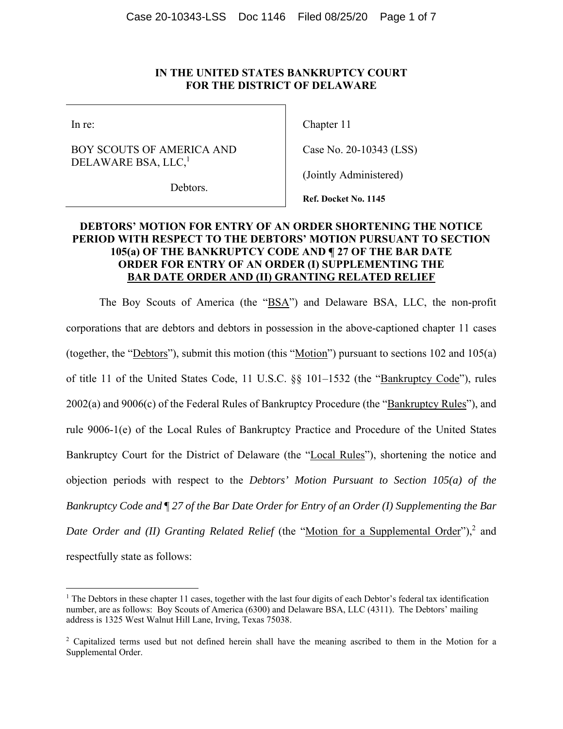**IN THE UNITED STATES BANKRUPTCY COURT**
**FOR THE DISTRICT OF DELAWARE**

| | |
|---|---|
| In re:<br><br>BOY SCOUTS OF AMERICA AND DELAWARE BSA, LLC,[1]<br><br>Debtors. | Chapter 11<br><br>Case No. 20-10343 (LSS)<br><br>(Jointly Administered)<br><br>**Ref. Docket No. 1145** |

**DEBTORS' MOTION FOR ENTRY OF AN ORDER SHORTENING THE NOTICE PERIOD WITH RESPECT TO THE DEBTORS' MOTION PURSUANT TO SECTION 105(a) OF THE BANKRUPTCY CODE AND ¶ 27 OF THE BAR DATE ORDER FOR ENTRY OF AN ORDER (I) SUPPLEMENTING THE BAR DATE ORDER AND (II) GRANTING RELATED RELIEF**

The Boy Scouts of America (the "BSA") and Delaware BSA, LLC, the non-profit corporations that are debtors and debtors in possession in the above-captioned chapter 11 cases (together, the "Debtors"), submit this motion (this "Motion") pursuant to sections 102 and 105(a) of title 11 of the United States Code, 11 U.S.C. §§ 101–1532 (the "Bankruptcy Code"), rules 2002(a) and 9006(c) of the Federal Rules of Bankruptcy Procedure (the "Bankruptcy Rules"), and rule 9006-1(e) of the Local Rules of Bankruptcy Practice and Procedure of the United States Bankruptcy Court for the District of Delaware (the "Local Rules"), shortening the notice and objection periods with respect to the *Debtors' Motion Pursuant to Section 105(a) of the Bankruptcy Code and ¶ 27 of the Bar Date Order for Entry of an Order (I) Supplementing the Bar Date Order and (II) Granting Related Relief* (the "Motion for a Supplemental Order"),[2] and respectfully state as follows:

---

[1] The Debtors in these chapter 11 cases, together with the last four digits of each Debtor's federal tax identification number, are as follows: Boy Scouts of America (6300) and Delaware BSA, LLC (4311). The Debtors' mailing address is 1325 West Walnut Hill Lane, Irving, Texas 75038.

[2] Capitalized terms used but not defined herein shall have the meaning ascribed to them in the Motion for a Supplemental Order.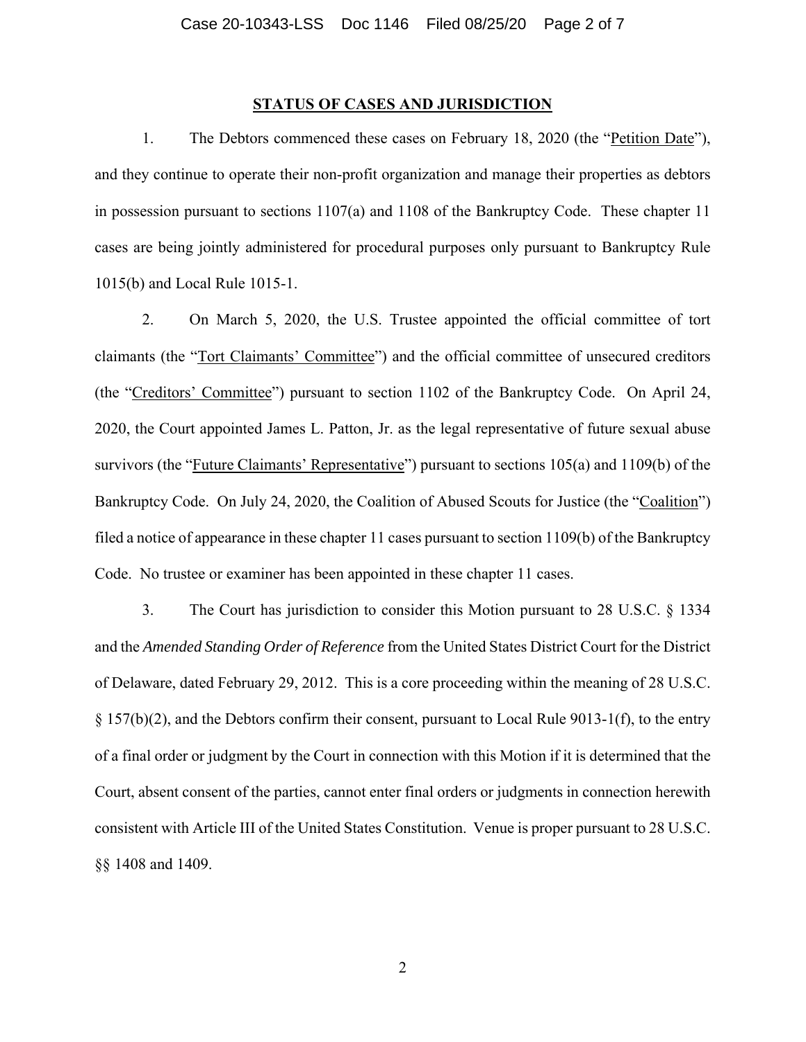## STATUS OF CASES AND JURISDICTION

1. The Debtors commenced these cases on February 18, 2020 (the "Petition Date"), and they continue to operate their non-profit organization and manage their properties as debtors in possession pursuant to sections 1107(a) and 1108 of the Bankruptcy Code. These chapter 11 cases are being jointly administered for procedural purposes only pursuant to Bankruptcy Rule 1015(b) and Local Rule 1015-1.

2. On March 5, 2020, the U.S. Trustee appointed the official committee of tort claimants (the "Tort Claimants' Committee") and the official committee of unsecured creditors (the "Creditors' Committee") pursuant to section 1102 of the Bankruptcy Code. On April 24, 2020, the Court appointed James L. Patton, Jr. as the legal representative of future sexual abuse survivors (the "Future Claimants' Representative") pursuant to sections 105(a) and 1109(b) of the Bankruptcy Code. On July 24, 2020, the Coalition of Abused Scouts for Justice (the "Coalition") filed a notice of appearance in these chapter 11 cases pursuant to section 1109(b) of the Bankruptcy Code. No trustee or examiner has been appointed in these chapter 11 cases.

3. The Court has jurisdiction to consider this Motion pursuant to 28 U.S.C. § 1334 and the *Amended Standing Order of Reference* from the United States District Court for the District of Delaware, dated February 29, 2012. This is a core proceeding within the meaning of 28 U.S.C. § 157(b)(2), and the Debtors confirm their consent, pursuant to Local Rule 9013-1(f), to the entry of a final order or judgment by the Court in connection with this Motion if it is determined that the Court, absent consent of the parties, cannot enter final orders or judgments in connection herewith consistent with Article III of the United States Constitution. Venue is proper pursuant to 28 U.S.C. §§ 1408 and 1409.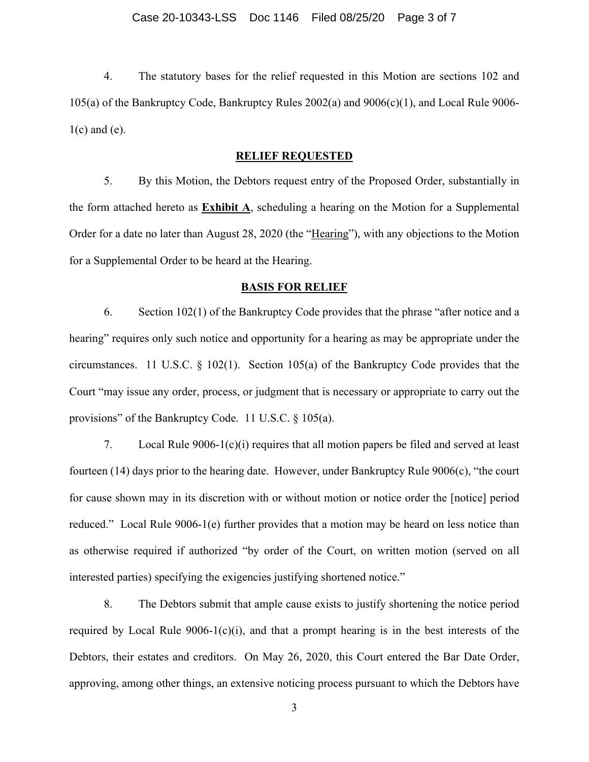4. The statutory bases for the relief requested in this Motion are sections 102 and 105(a) of the Bankruptcy Code, Bankruptcy Rules 2002(a) and 9006(c)(1), and Local Rule 9006-1(c) and (e).

## RELIEF REQUESTED

5. By this Motion, the Debtors request entry of the Proposed Order, substantially in the form attached hereto as **Exhibit A**, scheduling a hearing on the Motion for a Supplemental Order for a date no later than August 28, 2020 (the "Hearing"), with any objections to the Motion for a Supplemental Order to be heard at the Hearing.

## BASIS FOR RELIEF

6. Section 102(1) of the Bankruptcy Code provides that the phrase "after notice and a hearing" requires only such notice and opportunity for a hearing as may be appropriate under the circumstances. 11 U.S.C. § 102(1). Section 105(a) of the Bankruptcy Code provides that the Court "may issue any order, process, or judgment that is necessary or appropriate to carry out the provisions" of the Bankruptcy Code. 11 U.S.C. § 105(a).

7. Local Rule 9006-1(c)(i) requires that all motion papers be filed and served at least fourteen (14) days prior to the hearing date. However, under Bankruptcy Rule 9006(c), "the court for cause shown may in its discretion with or without motion or notice order the [notice] period reduced." Local Rule 9006-1(e) further provides that a motion may be heard on less notice than as otherwise required if authorized "by order of the Court, on written motion (served on all interested parties) specifying the exigencies justifying shortened notice."

8. The Debtors submit that ample cause exists to justify shortening the notice period required by Local Rule 9006-1(c)(i), and that a prompt hearing is in the best interests of the Debtors, their estates and creditors. On May 26, 2020, this Court entered the Bar Date Order, approving, among other things, an extensive noticing process pursuant to which the Debtors have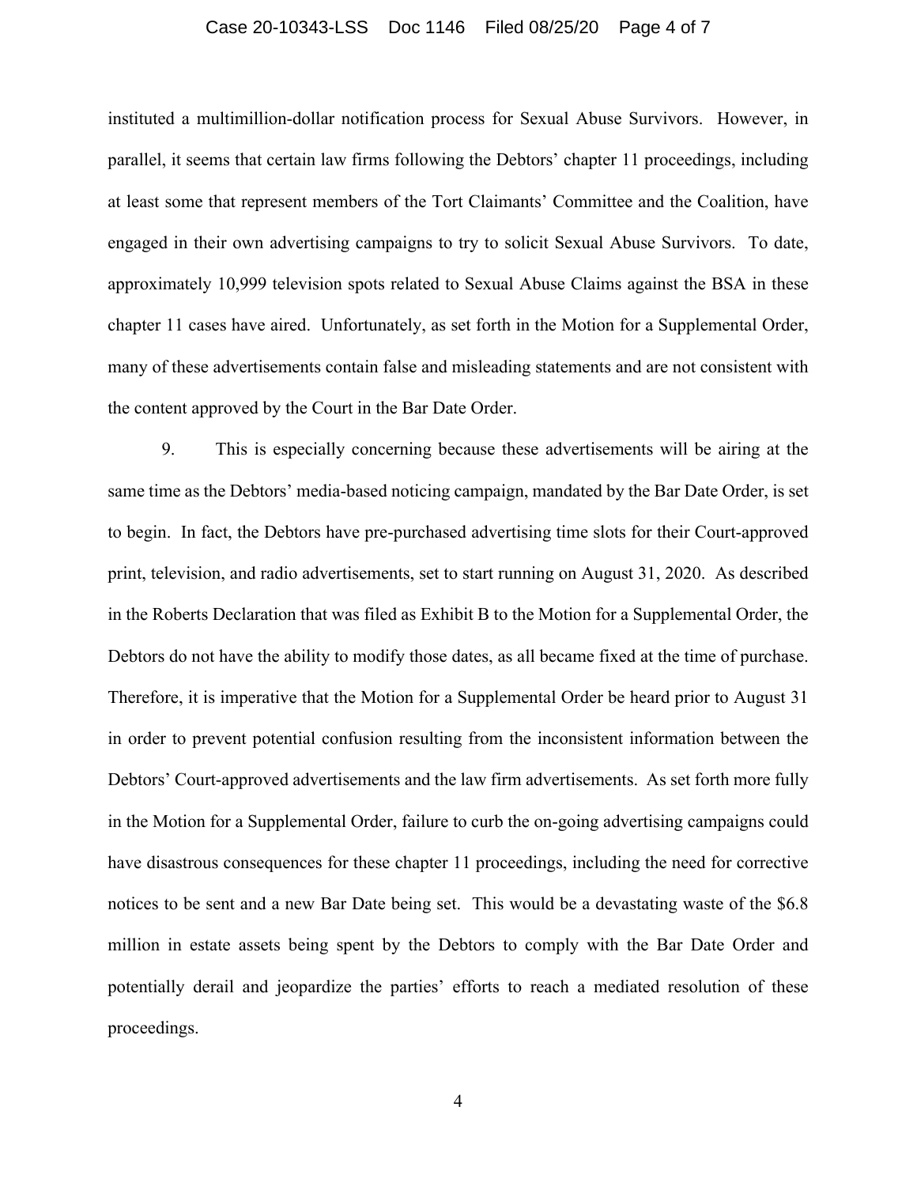instituted a multimillion-dollar notification process for Sexual Abuse Survivors. However, in parallel, it seems that certain law firms following the Debtors' chapter 11 proceedings, including at least some that represent members of the Tort Claimants' Committee and the Coalition, have engaged in their own advertising campaigns to try to solicit Sexual Abuse Survivors. To date, approximately 10,999 television spots related to Sexual Abuse Claims against the BSA in these chapter 11 cases have aired. Unfortunately, as set forth in the Motion for a Supplemental Order, many of these advertisements contain false and misleading statements and are not consistent with the content approved by the Court in the Bar Date Order.

9. This is especially concerning because these advertisements will be airing at the same time as the Debtors' media-based noticing campaign, mandated by the Bar Date Order, is set to begin. In fact, the Debtors have pre-purchased advertising time slots for their Court-approved print, television, and radio advertisements, set to start running on August 31, 2020. As described in the Roberts Declaration that was filed as Exhibit B to the Motion for a Supplemental Order, the Debtors do not have the ability to modify those dates, as all became fixed at the time of purchase. Therefore, it is imperative that the Motion for a Supplemental Order be heard prior to August 31 in order to prevent potential confusion resulting from the inconsistent information between the Debtors' Court-approved advertisements and the law firm advertisements. As set forth more fully in the Motion for a Supplemental Order, failure to curb the on-going advertising campaigns could have disastrous consequences for these chapter 11 proceedings, including the need for corrective notices to be sent and a new Bar Date being set. This would be a devastating waste of the $6.8 million in estate assets being spent by the Debtors to comply with the Bar Date Order and potentially derail and jeopardize the parties' efforts to reach a mediated resolution of these proceedings.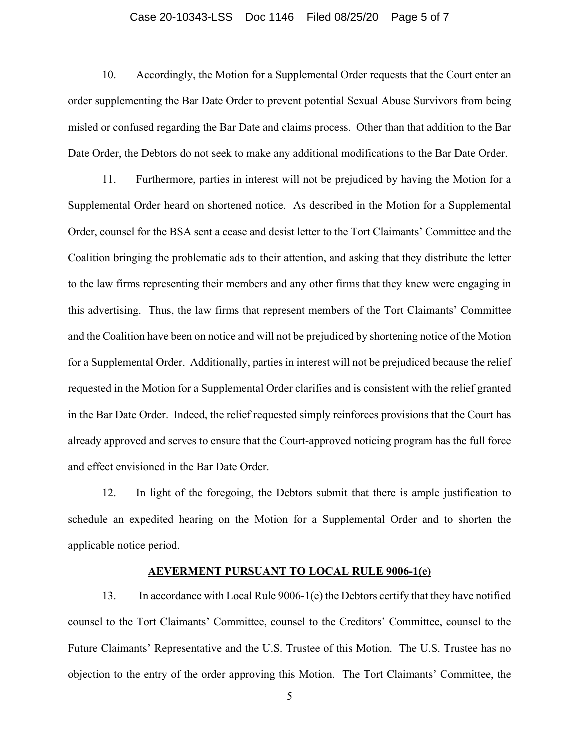10. Accordingly, the Motion for a Supplemental Order requests that the Court enter an order supplementing the Bar Date Order to prevent potential Sexual Abuse Survivors from being misled or confused regarding the Bar Date and claims process. Other than that addition to the Bar Date Order, the Debtors do not seek to make any additional modifications to the Bar Date Order.

11. Furthermore, parties in interest will not be prejudiced by having the Motion for a Supplemental Order heard on shortened notice. As described in the Motion for a Supplemental Order, counsel for the BSA sent a cease and desist letter to the Tort Claimants' Committee and the Coalition bringing the problematic ads to their attention, and asking that they distribute the letter to the law firms representing their members and any other firms that they knew were engaging in this advertising. Thus, the law firms that represent members of the Tort Claimants' Committee and the Coalition have been on notice and will not be prejudiced by shortening notice of the Motion for a Supplemental Order. Additionally, parties in interest will not be prejudiced because the relief requested in the Motion for a Supplemental Order clarifies and is consistent with the relief granted in the Bar Date Order. Indeed, the relief requested simply reinforces provisions that the Court has already approved and serves to ensure that the Court-approved noticing program has the full force and effect envisioned in the Bar Date Order.

12. In light of the foregoing, the Debtors submit that there is ample justification to schedule an expedited hearing on the Motion for a Supplemental Order and to shorten the applicable notice period.

## **AEVERMENT PURSUANT TO LOCAL RULE 9006-1(e)**

13. In accordance with Local Rule 9006-1(e) the Debtors certify that they have notified counsel to the Tort Claimants' Committee, counsel to the Creditors' Committee, counsel to the Future Claimants' Representative and the U.S. Trustee of this Motion. The U.S. Trustee has no objection to the entry of the order approving this Motion. The Tort Claimants' Committee, the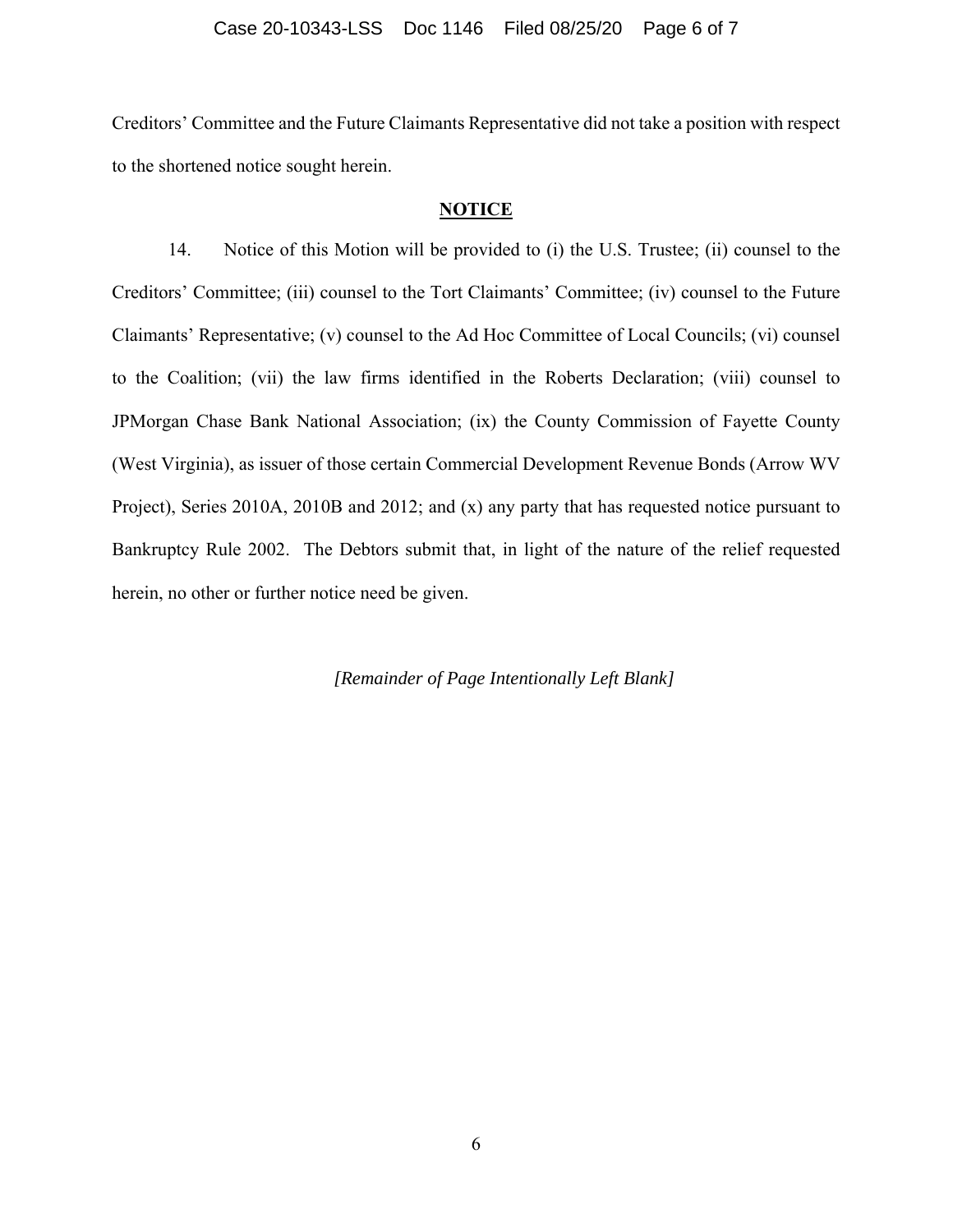Creditors' Committee and the Future Claimants Representative did not take a position with respect to the shortened notice sought herein.

## NOTICE

14. Notice of this Motion will be provided to (i) the U.S. Trustee; (ii) counsel to the Creditors' Committee; (iii) counsel to the Tort Claimants' Committee; (iv) counsel to the Future Claimants' Representative; (v) counsel to the Ad Hoc Committee of Local Councils; (vi) counsel to the Coalition; (vii) the law firms identified in the Roberts Declaration; (viii) counsel to JPMorgan Chase Bank National Association; (ix) the County Commission of Fayette County (West Virginia), as issuer of those certain Commercial Development Revenue Bonds (Arrow WV Project), Series 2010A, 2010B and 2012; and (x) any party that has requested notice pursuant to Bankruptcy Rule 2002. The Debtors submit that, in light of the nature of the relief requested herein, no other or further notice need be given.

*[Remainder of Page Intentionally Left Blank]*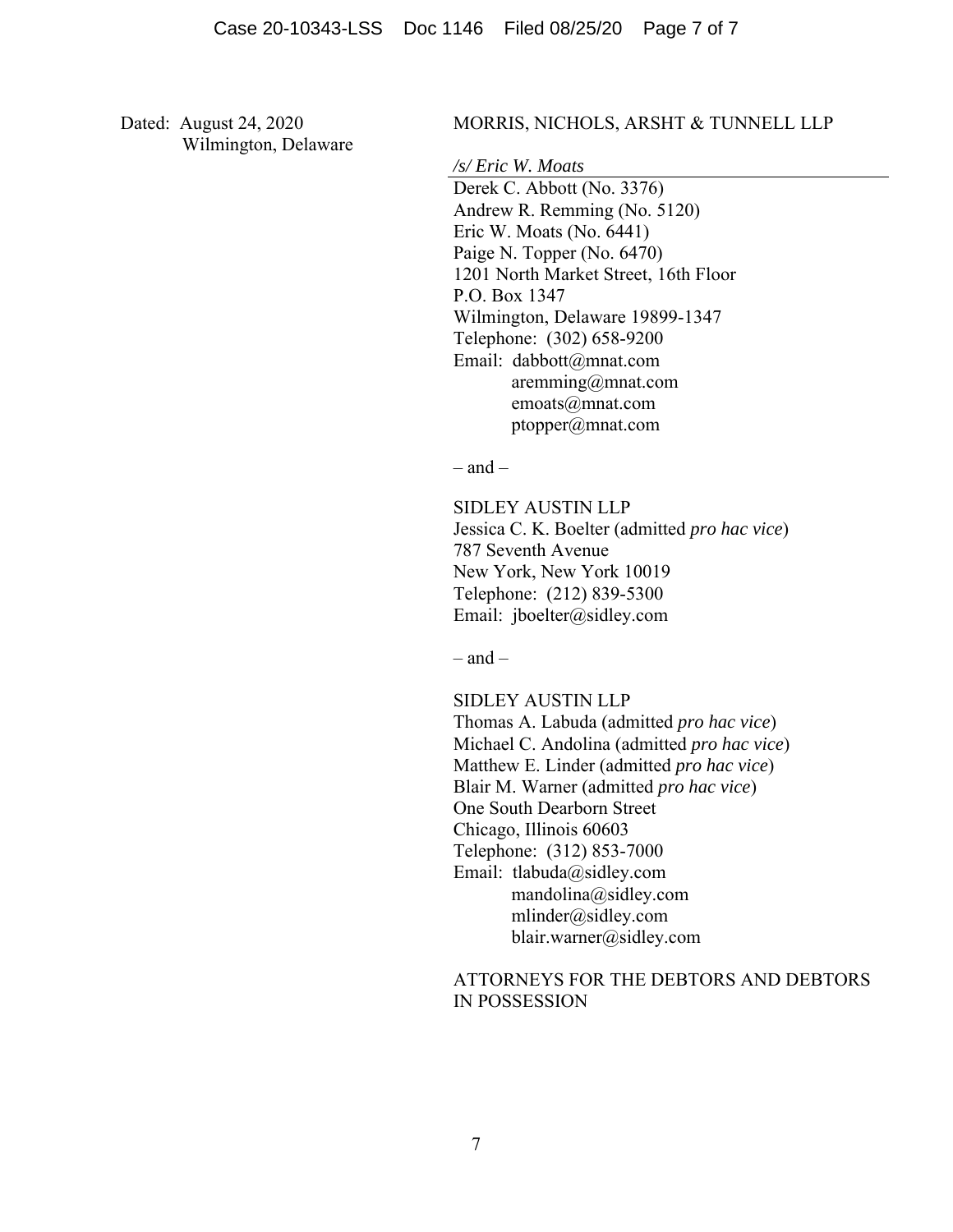Dated: August 24, 2020
Wilmington, Delaware

MORRIS, NICHOLS, ARSHT & TUNNELL LLP

*/s/ Eric W. Moats*

Derek C. Abbott (No. 3376)
Andrew R. Remming (No. 5120)
Eric W. Moats (No. 6441)
Paige N. Topper (No. 6470)
1201 North Market Street, 16th Floor
P.O. Box 1347
Wilmington, Delaware 19899-1347
Telephone: (302) 658-9200
Email: dabbott@mnat.com
aremming@mnat.com
emoats@mnat.com
ptopper@mnat.com

– and –

SIDLEY AUSTIN LLP
Jessica C. K. Boelter (admitted *pro hac vice*)
787 Seventh Avenue
New York, New York 10019
Telephone: (212) 839-5300
Email: jboelter@sidley.com

– and –

SIDLEY AUSTIN LLP
Thomas A. Labuda (admitted *pro hac vice*)
Michael C. Andolina (admitted *pro hac vice*)
Matthew E. Linder (admitted *pro hac vice*)
Blair M. Warner (admitted *pro hac vice*)
One South Dearborn Street
Chicago, Illinois 60603
Telephone: (312) 853-7000
Email: tlabuda@sidley.com
mandolina@sidley.com
mlinder@sidley.com
blair.warner@sidley.com

ATTORNEYS FOR THE DEBTORS AND DEBTORS IN POSSESSION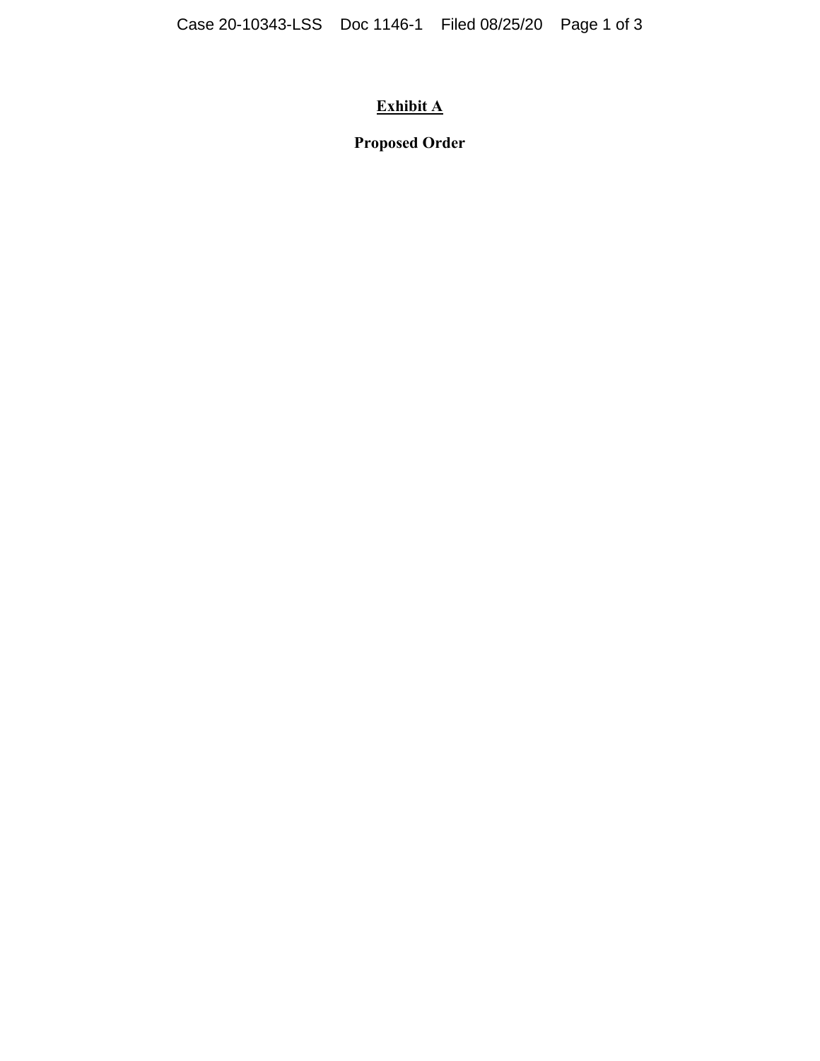**Exhibit A**

**Proposed Order**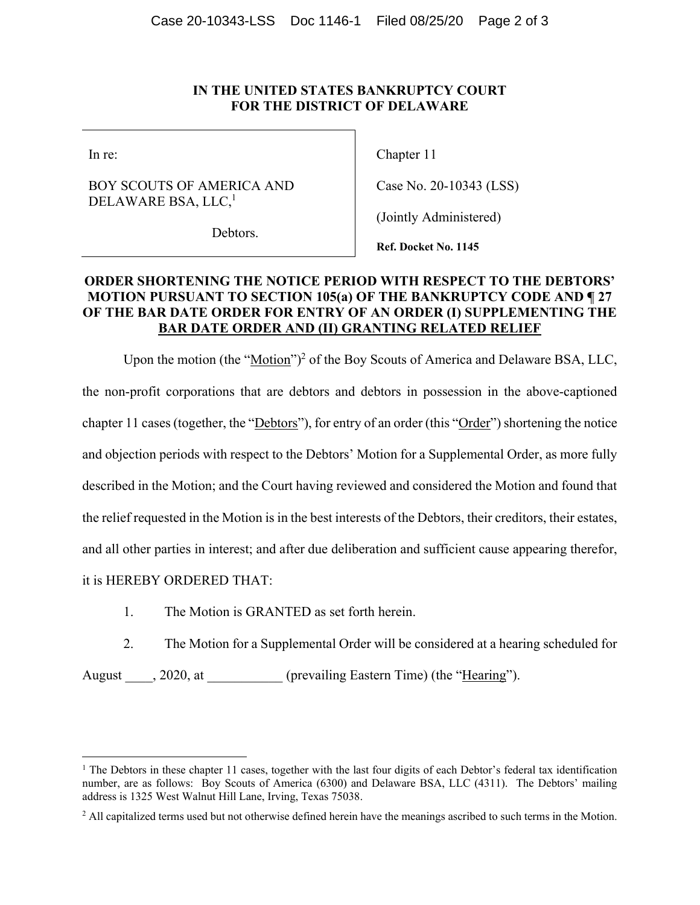**IN THE UNITED STATES BANKRUPTCY COURT
FOR THE DISTRICT OF DELAWARE**

| | |
|---|---|
| In re:<br><br>BOY SCOUTS OF AMERICA AND DELAWARE BSA, LLC,[1]<br><br>Debtors. | Chapter 11<br><br>Case No. 20-10343 (LSS)<br><br>(Jointly Administered)<br><br>**Ref. Docket No. 1145** |

**ORDER SHORTENING THE NOTICE PERIOD WITH RESPECT TO THE DEBTORS' MOTION PURSUANT TO SECTION 105(a) OF THE BANKRUPTCY CODE AND ¶ 27 OF THE BAR DATE ORDER FOR ENTRY OF AN ORDER (I) SUPPLEMENTING THE BAR DATE ORDER AND (II) GRANTING RELATED RELIEF**

Upon the motion (the "Motion")[2] of the Boy Scouts of America and Delaware BSA, LLC, the non-profit corporations that are debtors and debtors in possession in the above-captioned chapter 11 cases (together, the "Debtors"), for entry of an order (this "Order") shortening the notice and objection periods with respect to the Debtors' Motion for a Supplemental Order, as more fully described in the Motion; and the Court having reviewed and considered the Motion and found that the relief requested in the Motion is in the best interests of the Debtors, their creditors, their estates, and all other parties in interest; and after due deliberation and sufficient cause appearing therefor, it is HEREBY ORDERED THAT:

1. The Motion is GRANTED as set forth herein.

2. The Motion for a Supplemental Order will be considered at a hearing scheduled for August ____, 2020, at ___________ (prevailing Eastern Time) (the "Hearing").

---

[1] The Debtors in these chapter 11 cases, together with the last four digits of each Debtor's federal tax identification number, are as follows: Boy Scouts of America (6300) and Delaware BSA, LLC (4311). The Debtors' mailing address is 1325 West Walnut Hill Lane, Irving, Texas 75038.

[2] All capitalized terms used but not otherwise defined herein have the meanings ascribed to such terms in the Motion.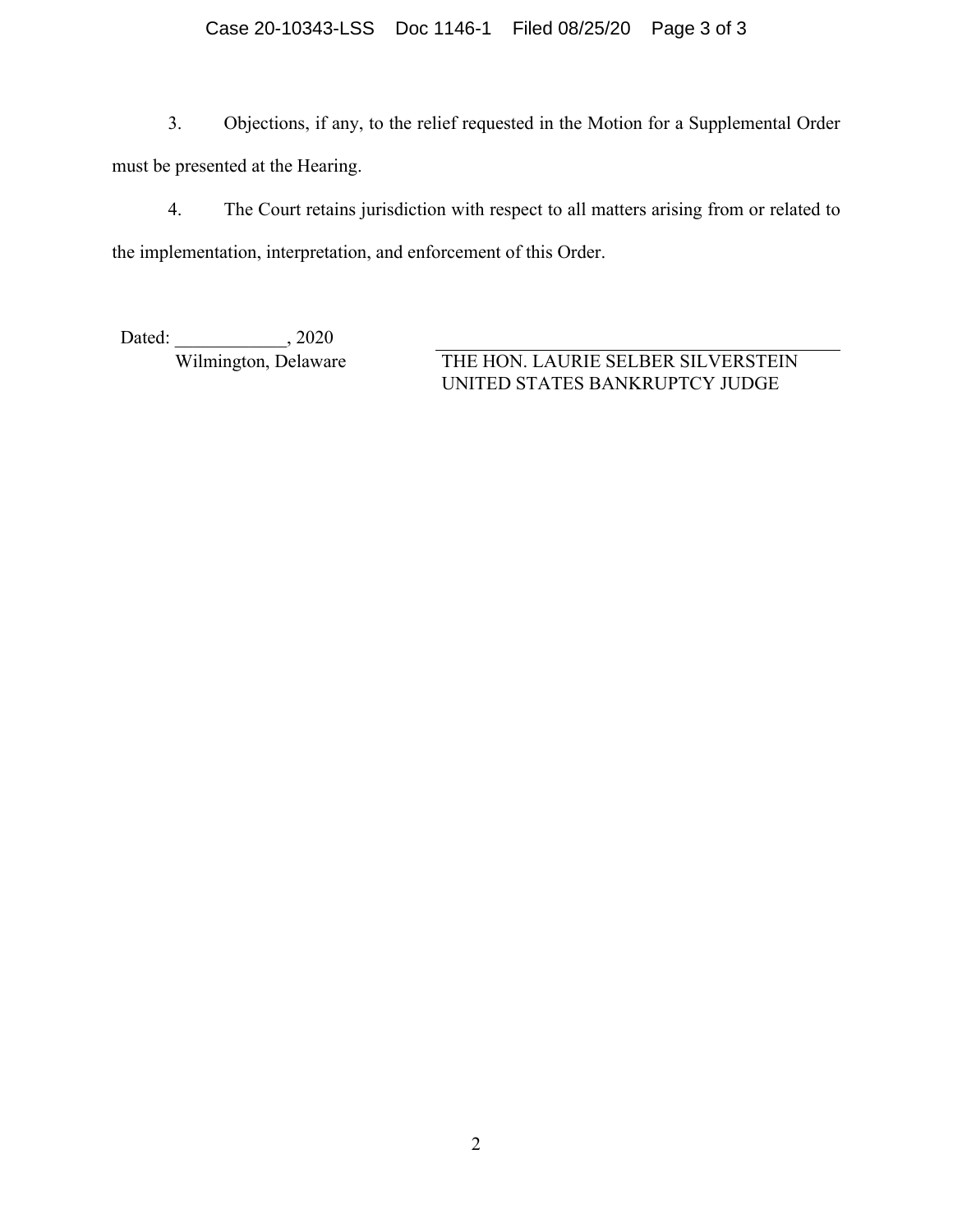3. Objections, if any, to the relief requested in the Motion for a Supplemental Order must be presented at the Hearing.

4. The Court retains jurisdiction with respect to all matters arising from or related to the implementation, interpretation, and enforcement of this Order.

Dated: ____________, 2020
Wilmington, Delaware

_______________________________________
THE HON. LAURIE SELBER SILVERSTEIN
UNITED STATES BANKRUPTCY JUDGE